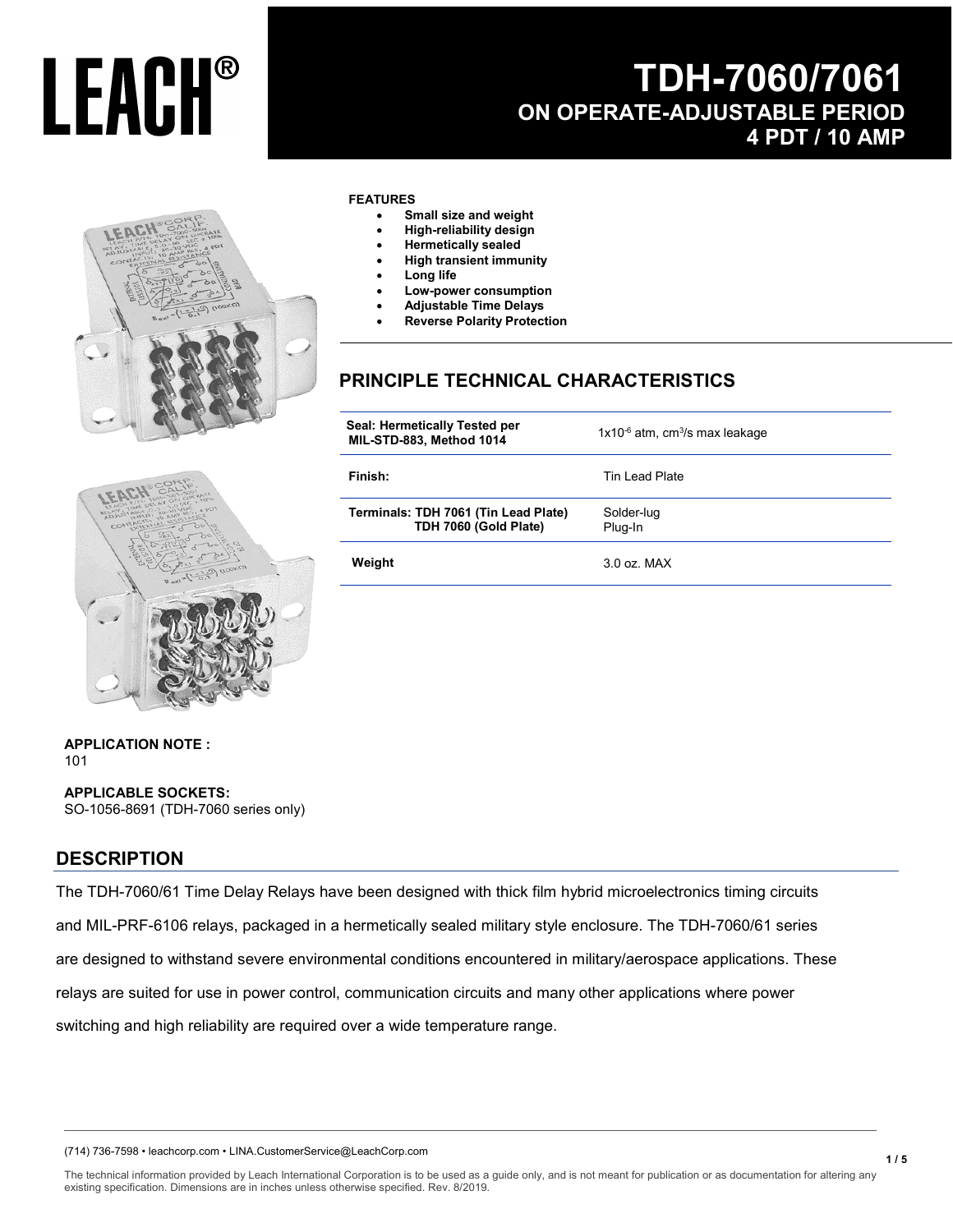LEACH®

# TDH-7060/7061

## ON OPERATE-ADJUSTABLE PERIOD
## 4 PDT / 10 AMP

**FEATURES**

- **Small size and weight**
- **High-reliability design**
- **Hermetically sealed**
- **High transient immunity**
- **Long life**
- **Low-power consumption**
- **Adjustable Time Delays**
- **Reverse Polarity Protection**

## PRINCIPLE TECHNICAL CHARACTERISTICS

| | |
|---|---|
| **Seal: Hermetically Tested per MIL-STD-883, Method 1014** | $1x10^{-6}$ atm, $cm^3/s$ max leakage |
| **Finish:** | Tin Lead Plate |
| **Terminals: TDH 7061 (Tin Lead Plate)** <br> **TDH 7060 (Gold Plate)** | Solder-lug <br> Plug-In |
| **Weight** | 3.0 oz. MAX |

**APPLICATION NOTE :**
101

**APPLICABLE SOCKETS:**
SO-1056-8691 (TDH-7060 series only)

## DESCRIPTION

The TDH-7060/61 Time Delay Relays have been designed with thick film hybrid microelectronics timing circuits and MIL-PRF-6106 relays, packaged in a hermetically sealed military style enclosure. The TDH-7060/61 series are designed to withstand severe environmental conditions encountered in military/aerospace applications. These relays are suited for use in power control, communication circuits and many other applications where power switching and high reliability are required over a wide temperature range.

(714) 736-7598 • leachcorp.com • LINA.CustomerService@LeachCorp.com

The technical information provided by Leach International Corporation is to be used as a guide only, and is not meant for publication or as documentation for altering any existing specification. Dimensions are in inches unless otherwise specified. Rev. 8/2019.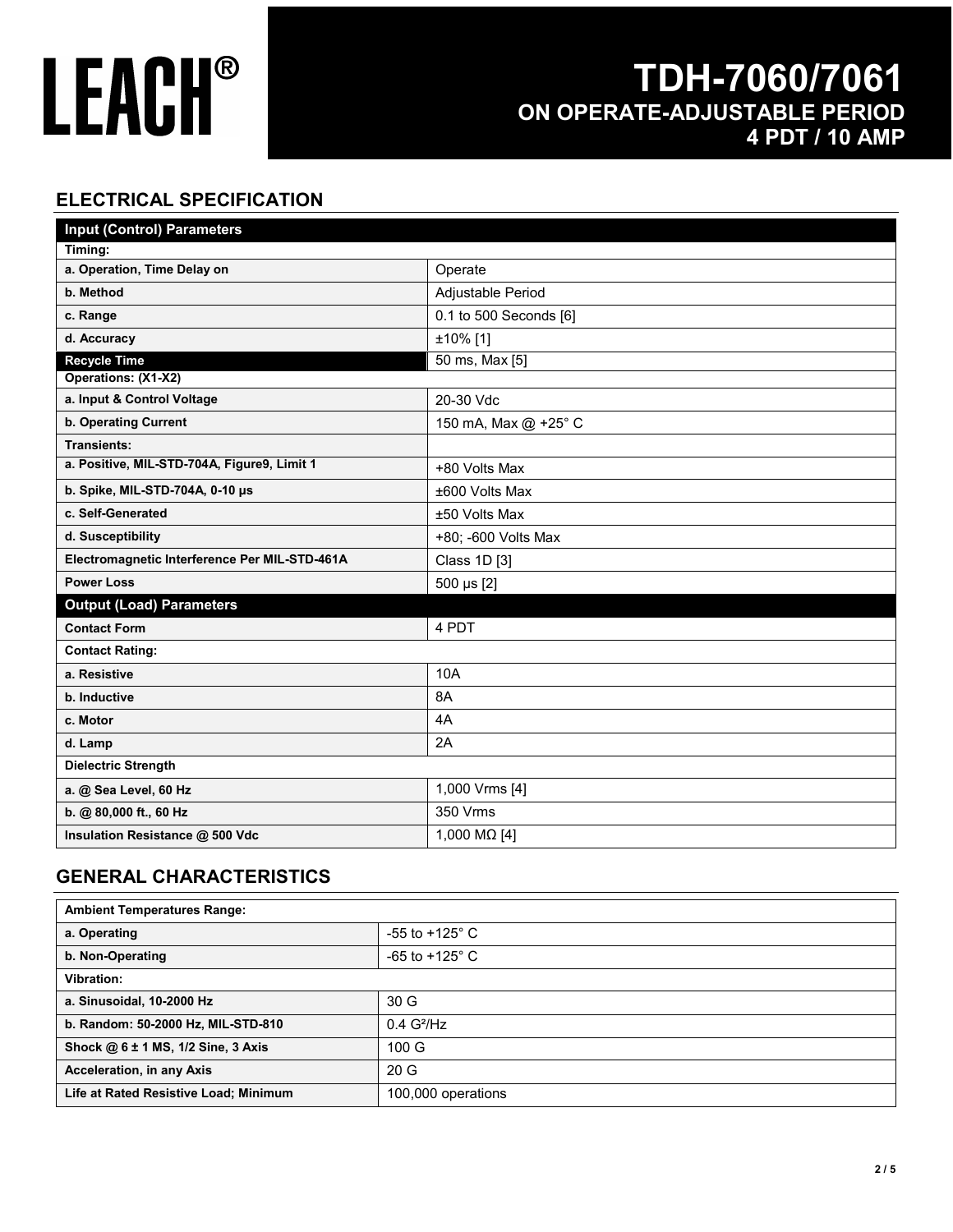# LEACH®

## TDH-7060/7061
## ON OPERATE-ADJUSTABLE PERIOD
## 4 PDT / 10 AMP

## ELECTRICAL SPECIFICATION

| Input (Control) Parameters | |
|---|---|
| **Timing:** | |
| **a. Operation, Time Delay on** | Operate |
| **b. Method** | Adjustable Period |
| **c. Range** | 0.1 to 500 Seconds [6] |
| **d. Accuracy** | ±10% [1] |
| **Recycle Time** | 50 ms, Max [5] |
| **Operations: (X1-X2)** | |
| **a. Input & Control Voltage** | 20-30 Vdc |
| **b. Operating Current** | 150 mA, Max @ +25° C |
| **Transients:** | |
| **a. Positive, MIL-STD-704A, Figure9, Limit 1** | +80 Volts Max |
| **b. Spike, MIL-STD-704A, 0-10 µs** | ±600 Volts Max |
| **c. Self-Generated** | ±50 Volts Max |
| **d. Susceptibility** | +80; -600 Volts Max |
| **Electromagnetic Interference Per MIL-STD-461A** | Class 1D [3] |
| **Power Loss** | 500 µs [2] |
| **Output (Load) Parameters** | |
| **Contact Form** | 4 PDT |
| **Contact Rating:** | |
| **a. Resistive** | 10A |
| **b. Inductive** | 8A |
| **c. Motor** | 4A |
| **d. Lamp** | 2A |
| **Dielectric Strength** | |
| **a. @ Sea Level, 60 Hz** | 1,000 Vrms [4] |
| **b. @ 80,000 ft., 60 Hz** | 350 Vrms |
| **Insulation Resistance @ 500 Vdc** | 1,000 MΩ [4] |

## GENERAL CHARACTERISTICS

| Ambient Temperatures Range: | |
|---|---|
| **a. Operating** | -55 to +125° C |
| **b. Non-Operating** | -65 to +125° C |
| **Vibration:** | |
| **a. Sinusoidal, 10-2000 Hz** | 30 G |
| **b. Random: 50-2000 Hz, MIL-STD-810** | 0.4 $G^2$/Hz |
| **Shock @ 6 ± 1 MS, 1/2 Sine, 3 Axis** | 100 G |
| **Acceleration, in any Axis** | 20 G |
| **Life at Rated Resistive Load; Minimum** | 100,000 operations |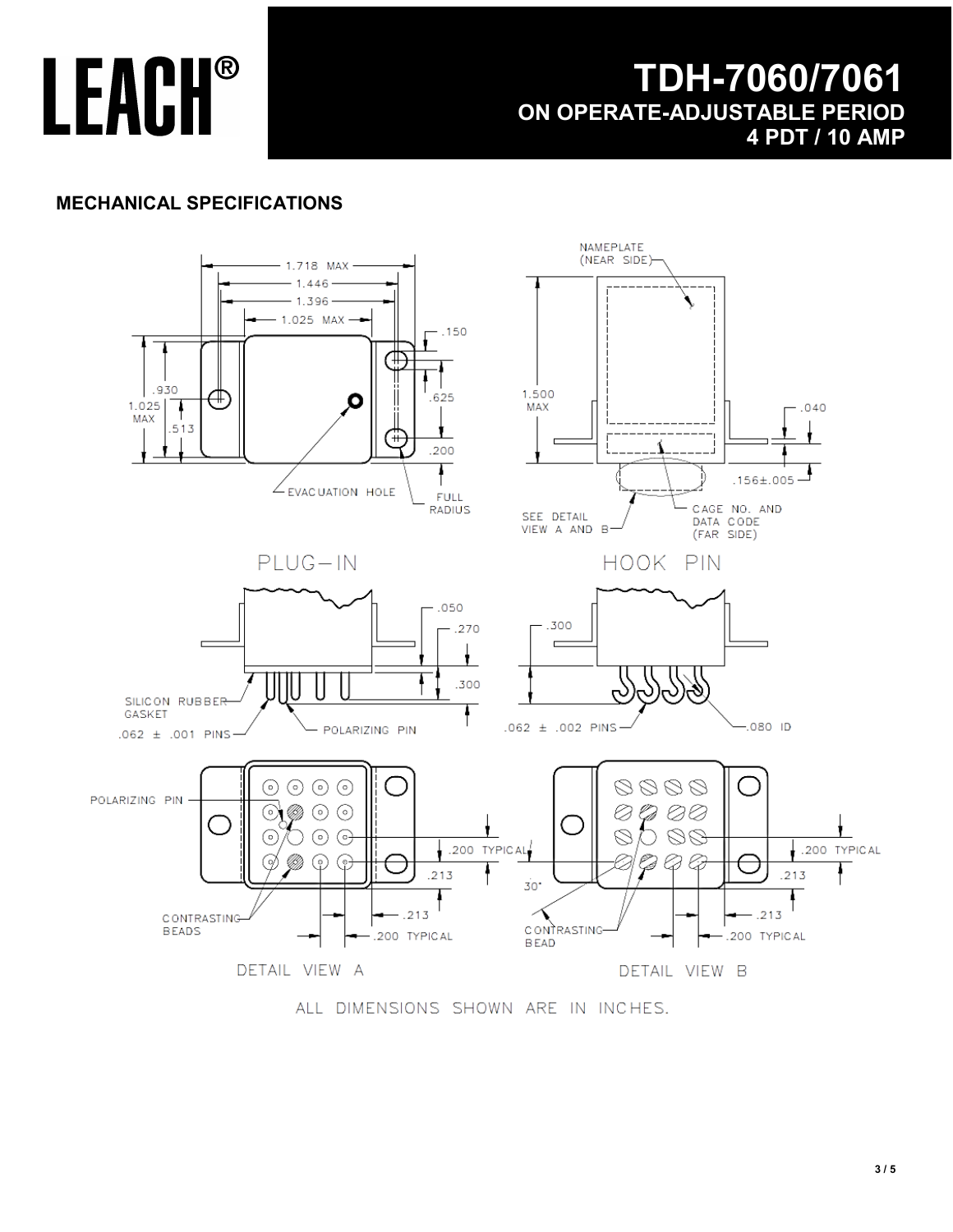# TDH-7060/7061

## ON OPERATE-ADJUSTABLE PERIOD

## 4 PDT / 10 AMP

### MECHANICAL SPECIFICATIONS

NAMEPLATE (NEAR SIDE)

1.718 MAX
1.446
1.396
1.025 MAX
.150
.930
1.025 MAX
.513
.625
.200
1.500 MAX
.040
.156±.005

EVACUATION HOLE

FULL RADIUS

SEE DETAIL VIEW A AND B

CAGE NO. AND DATA CODE (FAR SIDE)

PLUG-IN

HOOK PIN

.050
.270
.300
.300

SILICON RUBBER GASKET

.062 ± .001 PINS

POLARIZING PIN

.062 ± .002 PINS

.080 ID

POLARIZING PIN

.200 TYPICAL
.213
.213
.200 TYPICAL

CONTRASTING BEADS

30°

CONTRASTING BEAD

.200 TYPICAL
.213
.213
.200 TYPICAL

DETAIL VIEW A

DETAIL VIEW B

ALL DIMENSIONS SHOWN ARE IN INCHES.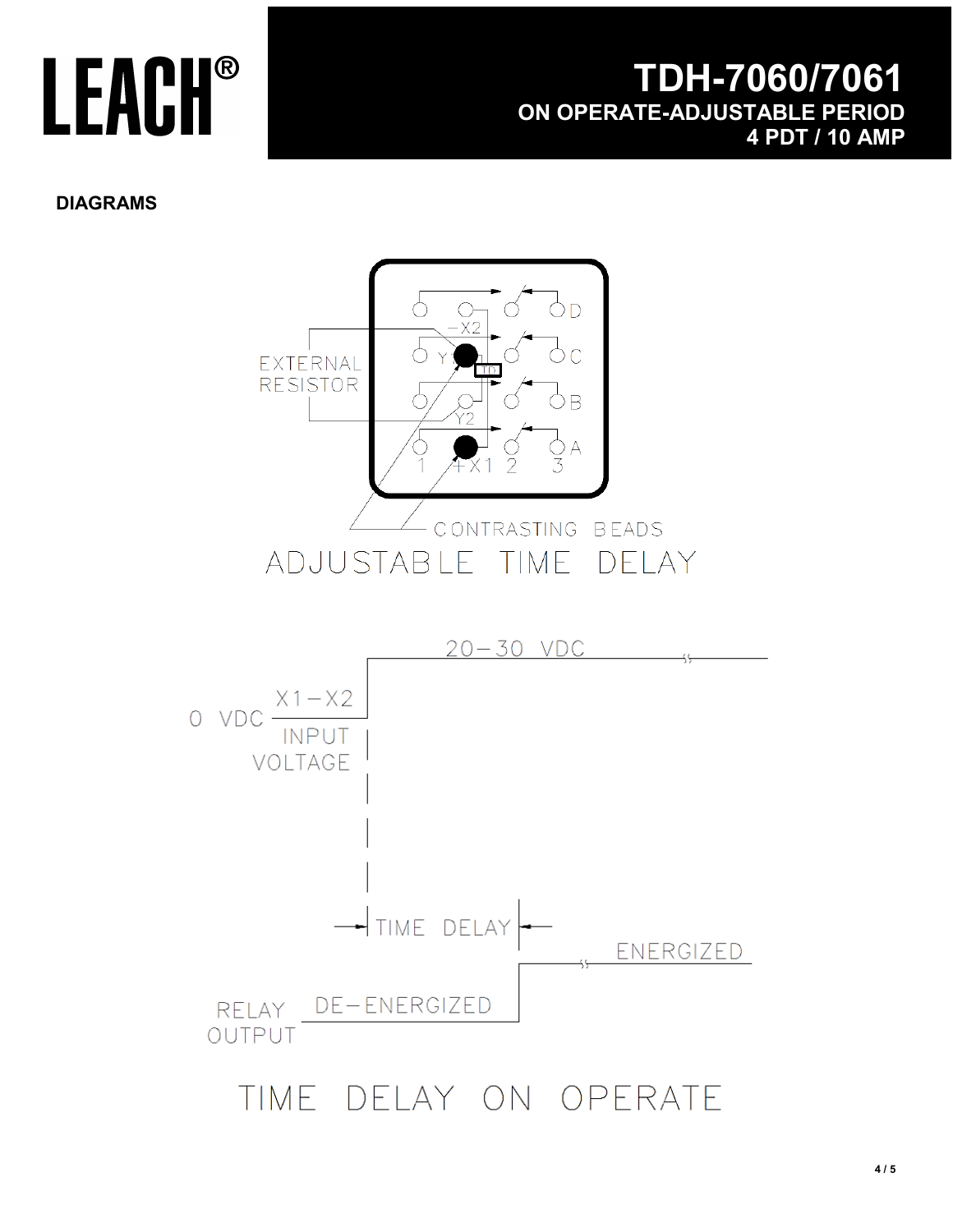# TDH-7060/7061

**ON OPERATE-ADJUSTABLE PERIOD**

**4 PDT / 10 AMP**

## DIAGRAMS

EXTERNAL RESISTOR

-X2

Y1

TD

Y2

D

C

B

A

1 +X1 2 3

CONTRASTING BEADS

ADJUSTABLE TIME DELAY

20-30 VDC

0 VDC

X1-X2

INPUT VOLTAGE

TIME DELAY

ENERGIZED

RELAY OUTPUT

DE-ENERGIZED

TIME DELAY ON OPERATE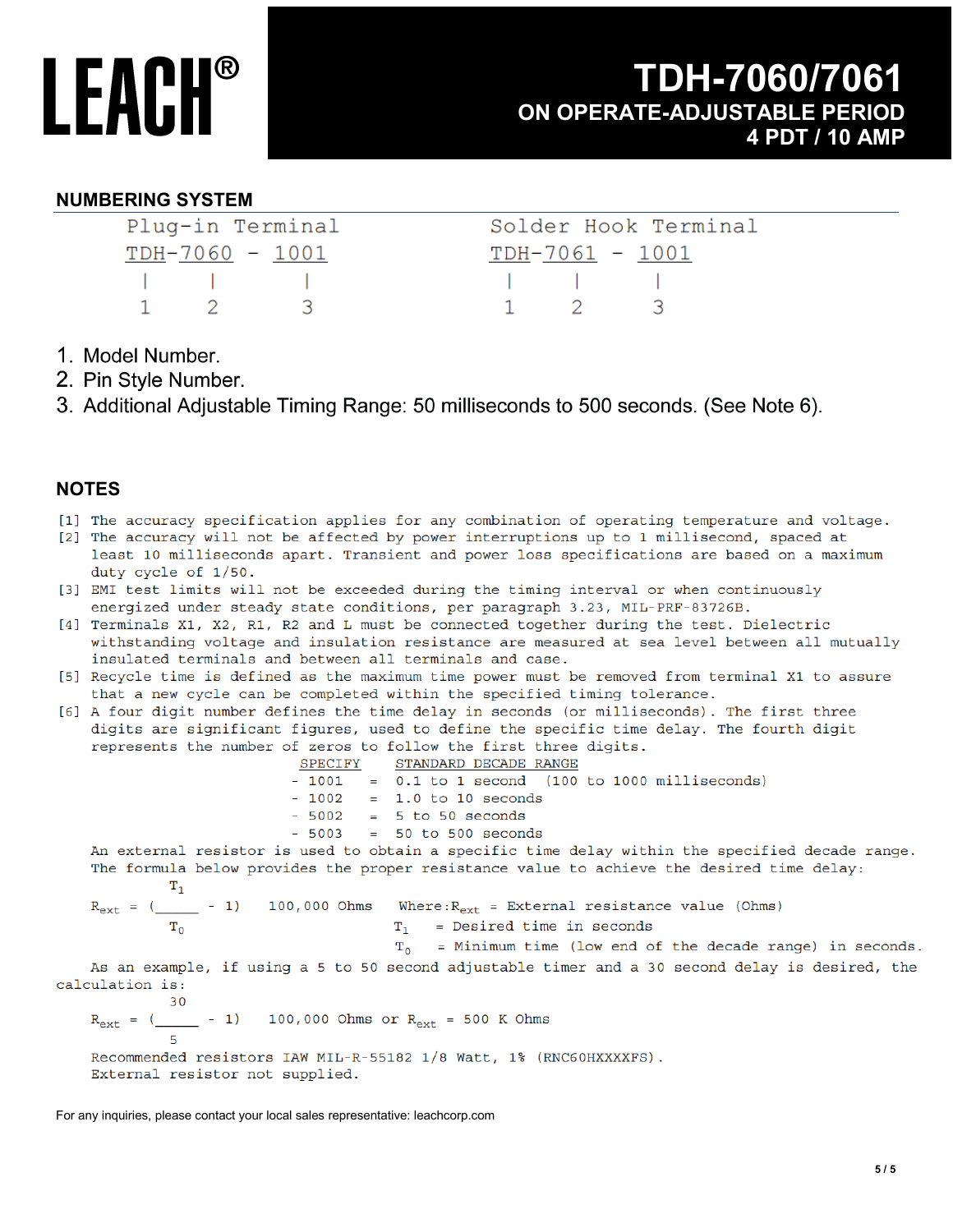# LEACH®

# TDH-7060/7061

## ON OPERATE-ADJUSTABLE PERIOD
## 4 PDT / 10 AMP

## NUMBERING SYSTEM

| Plug-in Terminal | Solder Hook Terminal |
|---|---|
| TDH-7060 - 1001 | TDH-7061 - 1001 |
| 1 2 3 | 1 2 3 |

1. Model Number.
2. Pin Style Number.
3. Additional Adjustable Timing Range: 50 milliseconds to 500 seconds. (See Note 6).

## NOTES

[1] The accuracy specification applies for any combination of operating temperature and voltage.

[2] The accuracy will not be affected by power interruptions up to 1 millisecond, spaced at least 10 milliseconds apart. Transient and power loss specifications are based on a maximum duty cycle of 1/50.

[3] EMI test limits will not be exceeded during the timing interval or when continuously energized under steady state conditions, per paragraph 3.23, MIL-PRF-83726B.

[4] Terminals X1, X2, R1, R2 and L must be connected together during the test. Dielectric withstanding voltage and insulation resistance are measured at sea level between all mutually insulated terminals and between all terminals and case.

[5] Recycle time is defined as the maximum time power must be removed from terminal X1 to assure that a new cycle can be completed within the specified timing tolerance.

[6] A four digit number defines the time delay in seconds (or milliseconds). The first three digits are significant figures, used to define the specific time delay. The fourth digit represents the number of zeros to follow the first three digits.

| SPECIFY | | STANDARD DECADE RANGE |
|---|---|---|
| - 1001 | = | 0.1 to 1 second (100 to 1000 milliseconds) |
| - 1002 | = | 1.0 to 10 seconds |
| - 5002 | = | 5 to 50 seconds |
| - 5003 | = | 50 to 500 seconds |

An external resistor is used to obtain a specific time delay within the specified decade range. The formula below provides the proper resistance value to achieve the desired time delay:

$$R_{ext} = \left(\frac{T_1}{T_0} - 1\right) 100{,}000 \text{ Ohms}$$

Where: $R_{ext}$ = External resistance value (Ohms)

$T_1$ = Desired time in seconds

$T_0$ = Minimum time (low end of the decade range) in seconds.

As an example, if using a 5 to 50 second adjustable timer and a 30 second delay is desired, the calculation is:

$$R_{ext} = \left(\frac{30}{5} - 1\right) 100{,}000 \text{ Ohms or } R_{ext} = 500 \text{ K Ohms}$$

Recommended resistors IAW MIL-R-55182 1/8 Watt, 1% (RNC60HXXXXFS).
External resistor not supplied.

For any inquiries, please contact your local sales representative: leachcorp.com